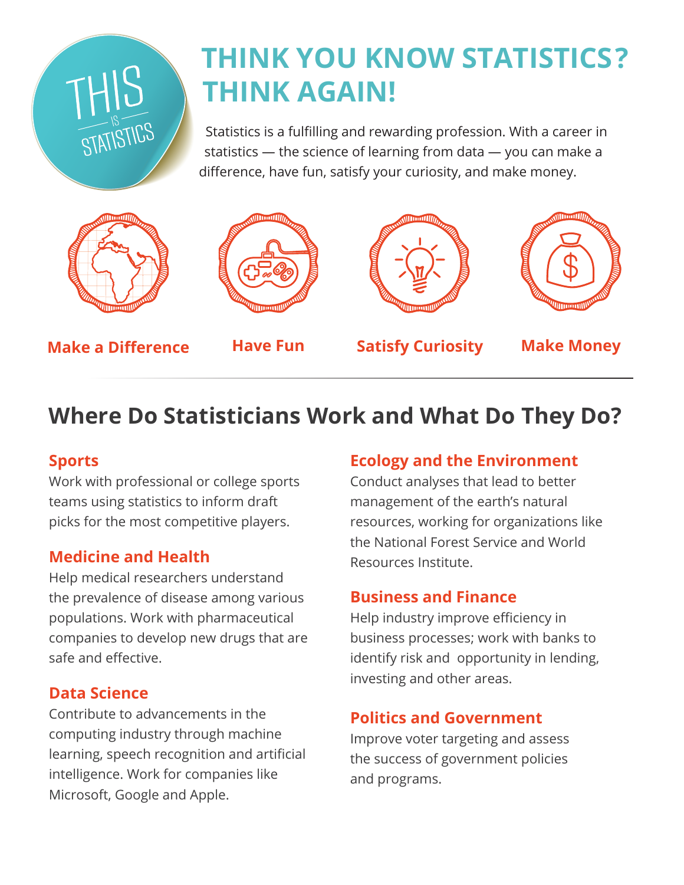THIS IS STATISTICS

# THINK YOU KNOW STATISTICS? THINK AGAIN!

Statistics is a fulfilling and rewarding profession. With a career in statistics — the science of learning from data — you can make a difference, have fun, satisfy your curiosity, and make money.

**Make a Difference** | **Have Fun** | **Satisfy Curiosity** | **Make Money**

## Where Do Statisticians Work and What Do They Do?

### Sports

Work with professional or college sports teams using statistics to inform draft picks for the most competitive players.

### Medicine and Health

Help medical researchers understand the prevalence of disease among various populations. Work with pharmaceutical companies to develop new drugs that are safe and effective.

### Data Science

Contribute to advancements in the computing industry through machine learning, speech recognition and artificial intelligence. Work for companies like Microsoft, Google and Apple.

### Ecology and the Environment

Conduct analyses that lead to better management of the earth's natural resources, working for organizations like the National Forest Service and World Resources Institute.

### Business and Finance

Help industry improve efficiency in business processes; work with banks to identify risk and opportunity in lending, investing and other areas.

### Politics and Government

Improve voter targeting and assess the success of government policies and programs.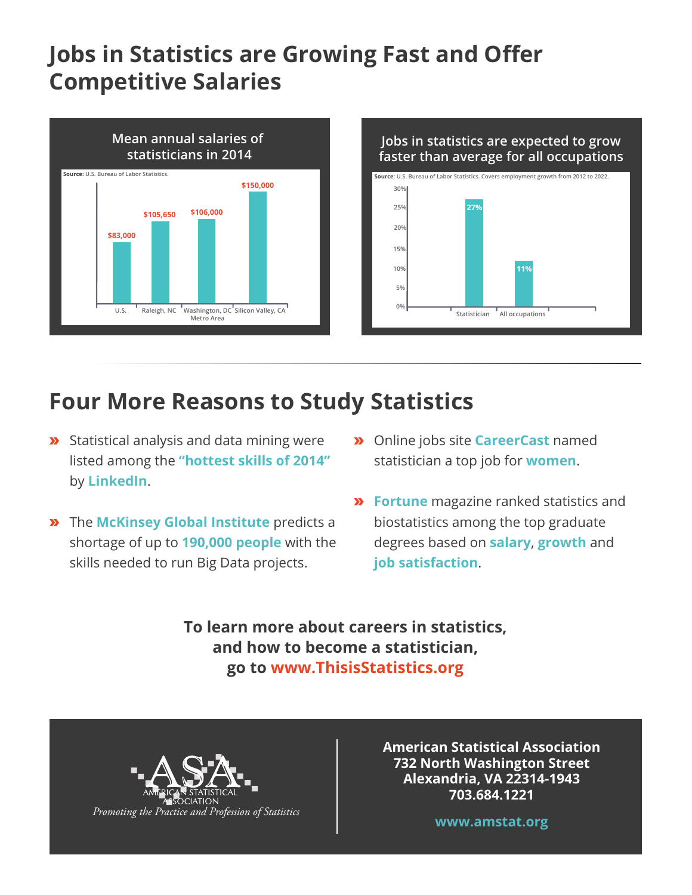# Jobs in Statistics are Growing Fast and Offer Competitive Salaries

Mean annual salaries of statisticians in 2014

**Source:** U.S. Bureau of Labor Statistics.

$83,000

$105,650

$106,000

$150,000

U.S.

Raleigh, NC

Washington, DC Metro Area

Silicon Valley, CA

Jobs in statistics are expected to grow faster than average for all occupations

**Source:** U.S. Bureau of Labor Statistics. Covers employment growth from 2012 to 2022.

30%

25%

20%

15%

10%

5%

0%

27%

11%

Statistician

All occupations

## Four More Reasons to Study Statistics

- Statistical analysis and data mining were listed among the **"hottest skills of 2014"** by **LinkedIn**.
- The **McKinsey Global Institute** predicts a shortage of up to **190,000 people** with the skills needed to run Big Data projects.
- Online jobs site **CareerCast** named statistician a top job for **women**.
- **Fortune** magazine ranked statistics and biostatistics among the top graduate degrees based on **salary**, **growth** and **job satisfaction**.

**To learn more about careers in statistics, and how to become a statistician, go to www.ThisisStatistics.org**

ASA AMERICAN STATISTICAL ASSOCIATION

*Promoting the Practice and Profession of Statistics*

**American Statistical Association**
**732 North Washington Street**
**Alexandria, VA 22314-1943**
**703.684.1221**

**www.amstat.org**